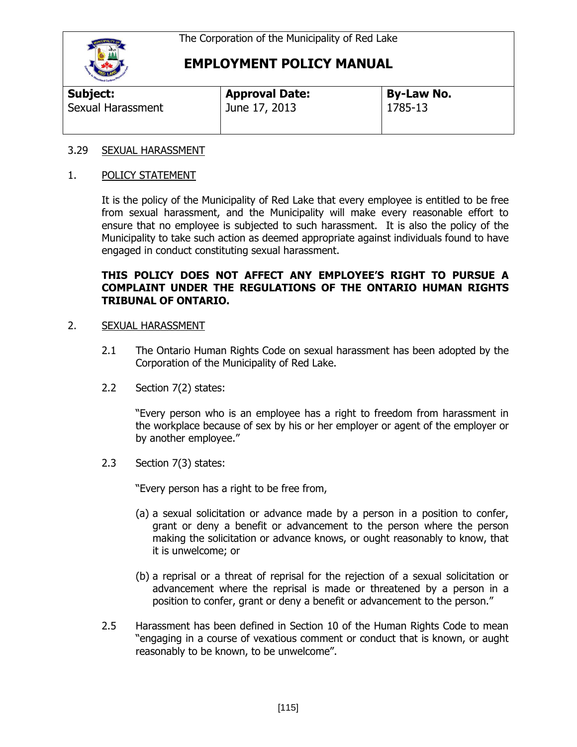The Corporation of the Municipality of Red Lake

# EMPLOYMENT POLICY MANUAL

| **Subject:** | **Approval Date:** | **By-Law No.** |
| --- | --- | --- |
| Sexual Harassment | June 17, 2013 | 1785-13 |

## 3.29 SEXUAL HARASSMENT

### 1. POLICY STATEMENT

It is the policy of the Municipality of Red Lake that every employee is entitled to be free from sexual harassment, and the Municipality will make every reasonable effort to ensure that no employee is subjected to such harassment. It is also the policy of the Municipality to take such action as deemed appropriate against individuals found to have engaged in conduct constituting sexual harassment.

**THIS POLICY DOES NOT AFFECT ANY EMPLOYEE'S RIGHT TO PURSUE A COMPLAINT UNDER THE REGULATIONS OF THE ONTARIO HUMAN RIGHTS TRIBUNAL OF ONTARIO.**

### 2. SEXUAL HARASSMENT

2.1 The Ontario Human Rights Code on sexual harassment has been adopted by the Corporation of the Municipality of Red Lake.

2.2 Section 7(2) states:

"Every person who is an employee has a right to freedom from harassment in the workplace because of sex by his or her employer or agent of the employer or by another employee."

2.3 Section 7(3) states:

"Every person has a right to be free from,

(a) a sexual solicitation or advance made by a person in a position to confer, grant or deny a benefit or advancement to the person where the person making the solicitation or advance knows, or ought reasonably to know, that it is unwelcome; or

(b) a reprisal or a threat of reprisal for the rejection of a sexual solicitation or advancement where the reprisal is made or threatened by a person in a position to confer, grant or deny a benefit or advancement to the person."

2.5 Harassment has been defined in Section 10 of the Human Rights Code to mean "engaging in a course of vexatious comment or conduct that is known, or aught reasonably to be known, to be unwelcome".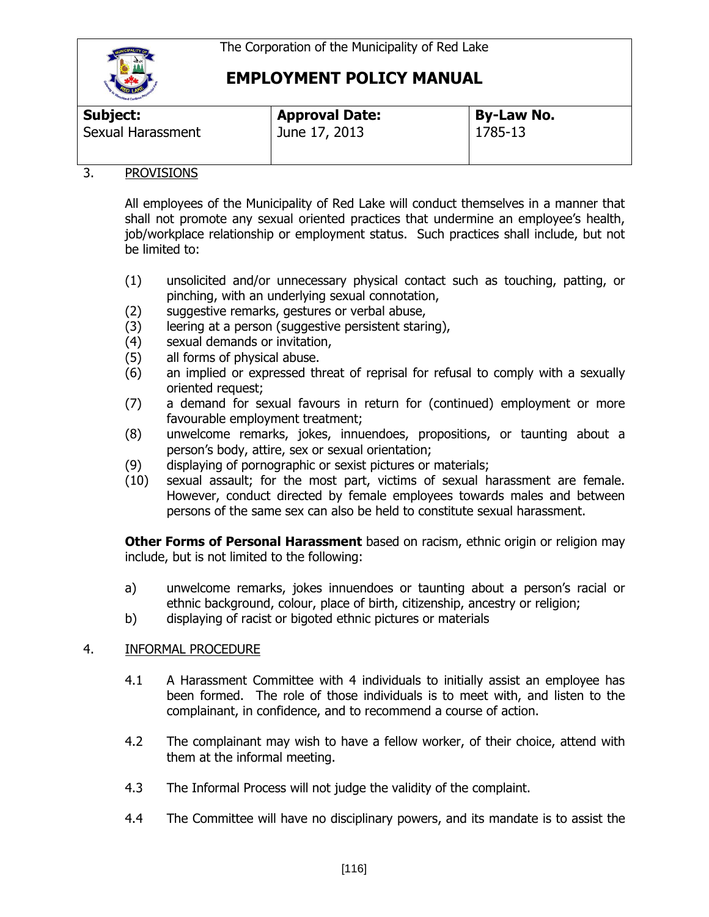| Subject: | Approval Date: | By-Law No. |
| --- | --- | --- |
| Sexual Harassment | June 17, 2013 | 1785-13 |

## 3. PROVISIONS

All employees of the Municipality of Red Lake will conduct themselves in a manner that shall not promote any sexual oriented practices that undermine an employee's health, job/workplace relationship or employment status. Such practices shall include, but not be limited to:

(1) unsolicited and/or unnecessary physical contact such as touching, patting, or pinching, with an underlying sexual connotation,
(2) suggestive remarks, gestures or verbal abuse,
(3) leering at a person (suggestive persistent staring),
(4) sexual demands or invitation,
(5) all forms of physical abuse.
(6) an implied or expressed threat of reprisal for refusal to comply with a sexually oriented request;
(7) a demand for sexual favours in return for (continued) employment or more favourable employment treatment;
(8) unwelcome remarks, jokes, innuendoes, propositions, or taunting about a person's body, attire, sex or sexual orientation;
(9) displaying of pornographic or sexist pictures or materials;
(10) sexual assault; for the most part, victims of sexual harassment are female. However, conduct directed by female employees towards males and between persons of the same sex can also be held to constitute sexual harassment.

**Other Forms of Personal Harassment** based on racism, ethnic origin or religion may include, but is not limited to the following:

a) unwelcome remarks, jokes innuendoes or taunting about a person's racial or ethnic background, colour, place of birth, citizenship, ancestry or religion;
b) displaying of racist or bigoted ethnic pictures or materials

## 4. INFORMAL PROCEDURE

4.1 A Harassment Committee with 4 individuals to initially assist an employee has been formed. The role of those individuals is to meet with, and listen to the complainant, in confidence, and to recommend a course of action.

4.2 The complainant may wish to have a fellow worker, of their choice, attend with them at the informal meeting.

4.3 The Informal Process will not judge the validity of the complaint.

4.4 The Committee will have no disciplinary powers, and its mandate is to assist the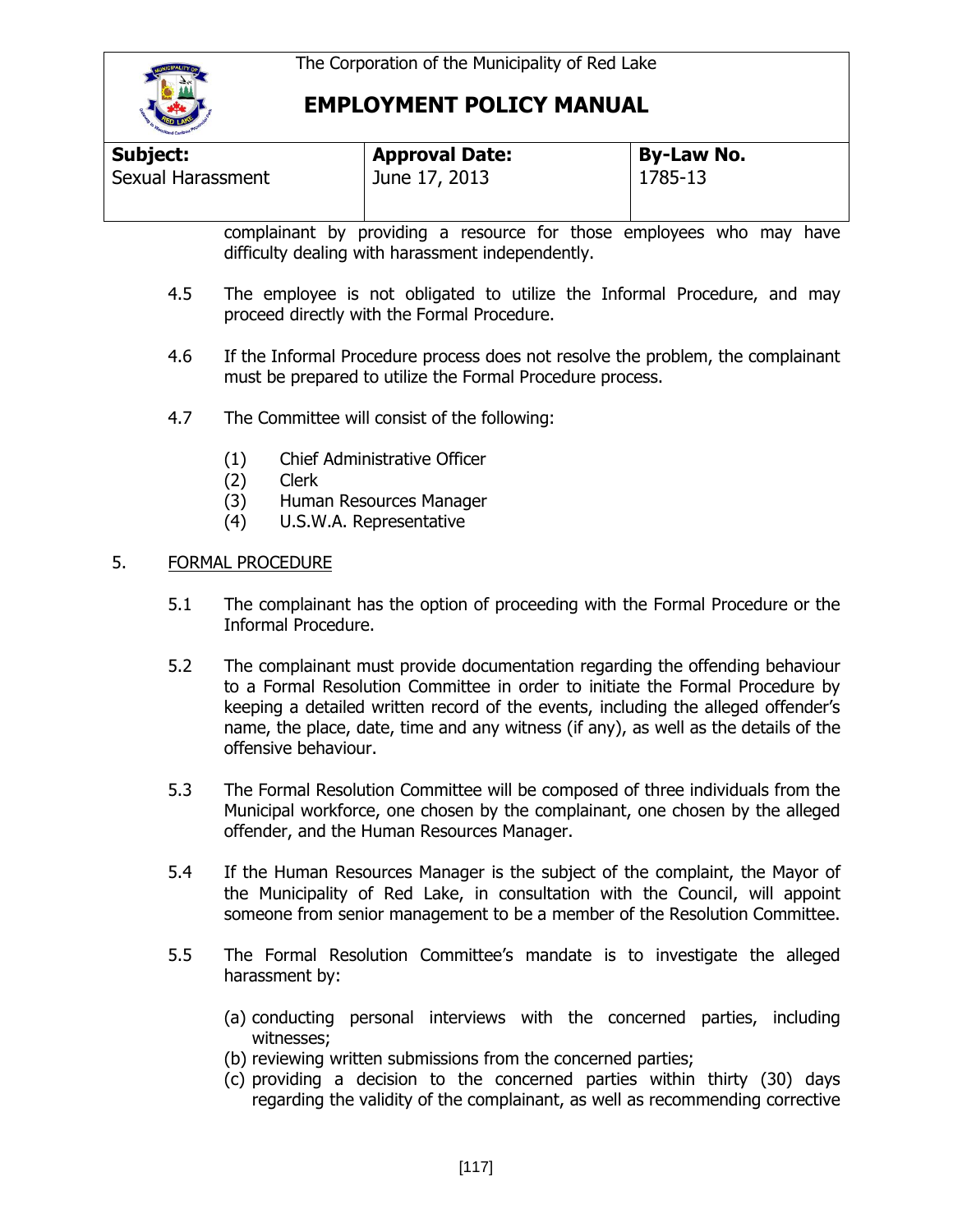complainant by providing a resource for those employees who may have difficulty dealing with harassment independently.

4.5 The employee is not obligated to utilize the Informal Procedure, and may proceed directly with the Formal Procedure.

4.6 If the Informal Procedure process does not resolve the problem, the complainant must be prepared to utilize the Formal Procedure process.

4.7 The Committee will consist of the following:

(1) Chief Administrative Officer
(2) Clerk
(3) Human Resources Manager
(4) U.S.W.A. Representative

## 5. FORMAL PROCEDURE

5.1 The complainant has the option of proceeding with the Formal Procedure or the Informal Procedure.

5.2 The complainant must provide documentation regarding the offending behaviour to a Formal Resolution Committee in order to initiate the Formal Procedure by keeping a detailed written record of the events, including the alleged offender's name, the place, date, time and any witness (if any), as well as the details of the offensive behaviour.

5.3 The Formal Resolution Committee will be composed of three individuals from the Municipal workforce, one chosen by the complainant, one chosen by the alleged offender, and the Human Resources Manager.

5.4 If the Human Resources Manager is the subject of the complaint, the Mayor of the Municipality of Red Lake, in consultation with the Council, will appoint someone from senior management to be a member of the Resolution Committee.

5.5 The Formal Resolution Committee's mandate is to investigate the alleged harassment by:

(a) conducting personal interviews with the concerned parties, including witnesses;
(b) reviewing written submissions from the concerned parties;
(c) providing a decision to the concerned parties within thirty (30) days regarding the validity of the complainant, as well as recommending corrective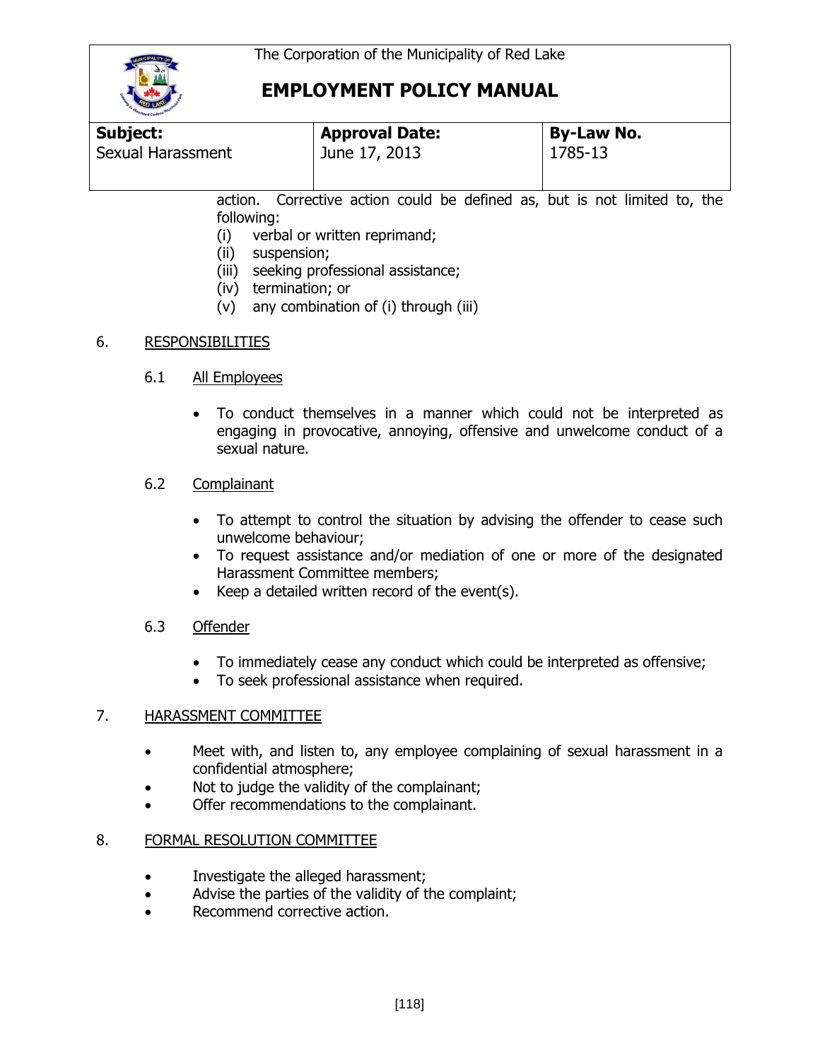action. Corrective action could be defined as, but is not limited to, the following:

(i) verbal or written reprimand;
(ii) suspension;
(iii) seeking professional assistance;
(iv) termination; or
(v) any combination of (i) through (iii)

## 6. RESPONSIBILITIES

### 6.1 All Employees

- To conduct themselves in a manner which could not be interpreted as engaging in provocative, annoying, offensive and unwelcome conduct of a sexual nature.

### 6.2 Complainant

- To attempt to control the situation by advising the offender to cease such unwelcome behaviour;
- To request assistance and/or mediation of one or more of the designated Harassment Committee members;
- Keep a detailed written record of the event(s).

### 6.3 Offender

- To immediately cease any conduct which could be interpreted as offensive;
- To seek professional assistance when required.

## 7. HARASSMENT COMMITTEE

- Meet with, and listen to, any employee complaining of sexual harassment in a confidential atmosphere;
- Not to judge the validity of the complainant;
- Offer recommendations to the complainant.

## 8. FORMAL RESOLUTION COMMITTEE

- Investigate the alleged harassment;
- Advise the parties of the validity of the complaint;
- Recommend corrective action.